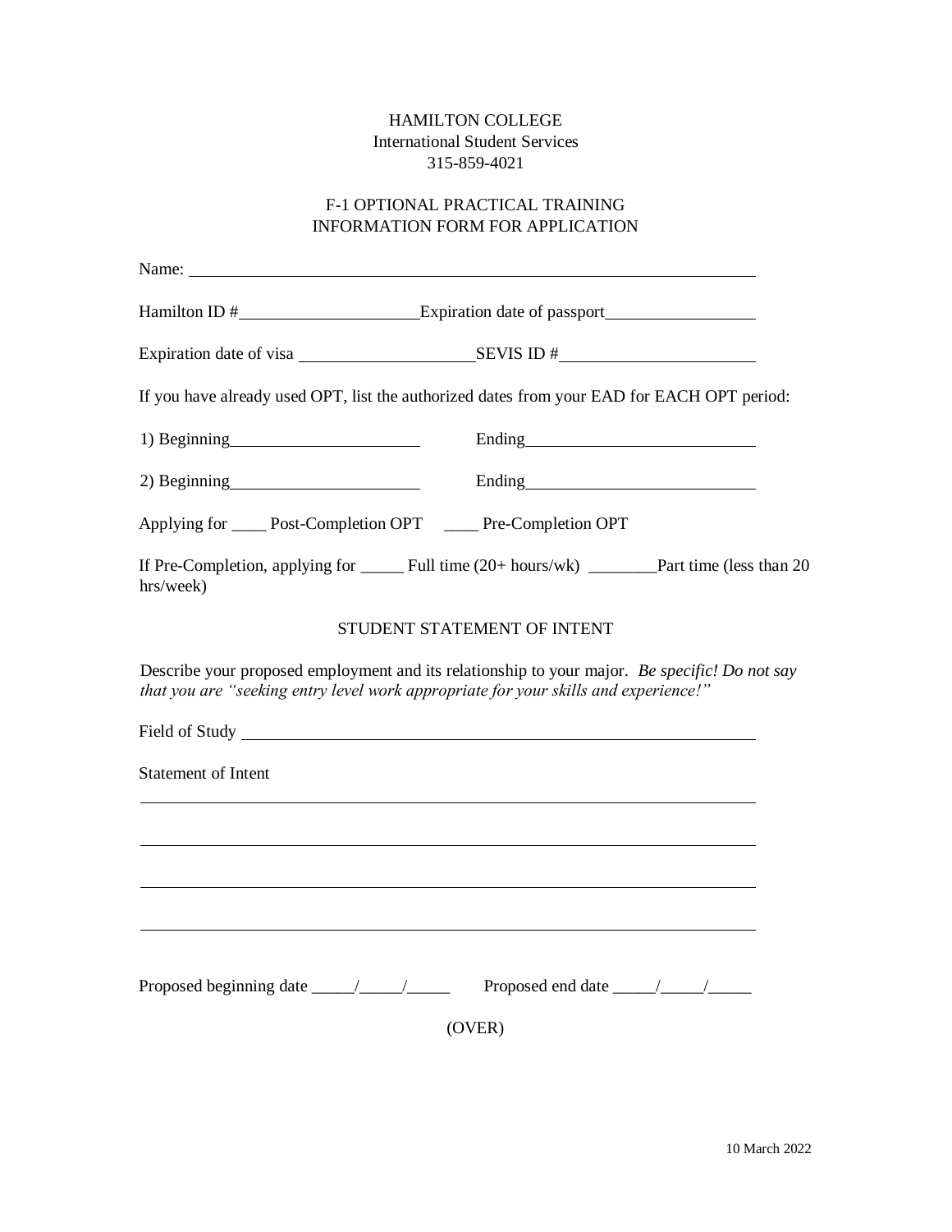HAMILTON COLLEGE
International Student Services
315-859-4021

F-1 OPTIONAL PRACTICAL TRAINING
INFORMATION FORM FOR APPLICATION

Name: ______________________________________________________________

Hamilton ID #____________________ Expiration date of passport________________

Expiration date of visa ____________________ SEVIS ID #______________________

If you have already used OPT, list the authorized dates from your EAD for EACH OPT period:

1) Beginning______________________ Ending___________________________

2) Beginning______________________ Ending___________________________

Applying for ____ Post-Completion OPT ____ Pre-Completion OPT

If Pre-Completion, applying for _____ Full time (20+ hours/wk) ________Part time (less than 20 hrs/week)

STUDENT STATEMENT OF INTENT

Describe your proposed employment and its relationship to your major. *Be specific! Do not say that you are "seeking entry level work appropriate for your skills and experience!"*

Field of Study ___________________________________________________________

Statement of Intent

___________________________________________________________________________

___________________________________________________________________________

___________________________________________________________________________

___________________________________________________________________________

Proposed beginning date _____/_____/_____ Proposed end date _____/_____/_____

(OVER)

10 March 2022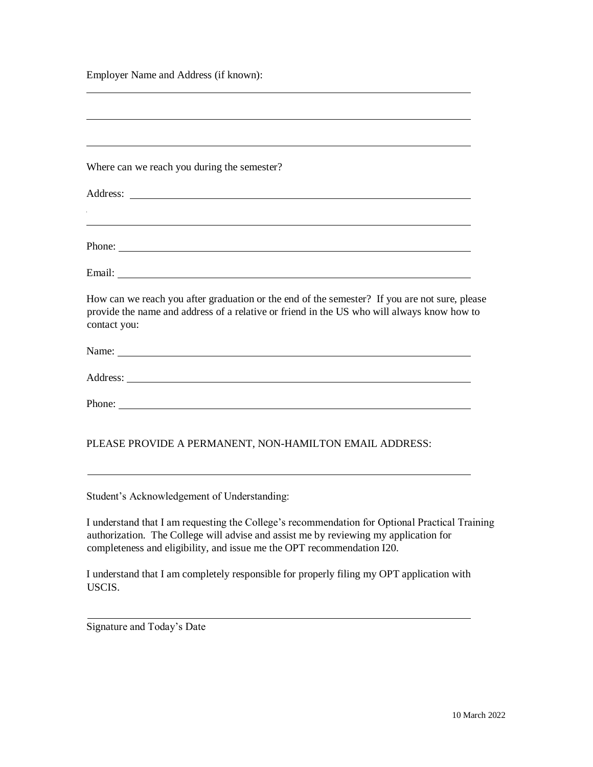Employer Name and Address (if known):

______________________________________________________________

______________________________________________________________

______________________________________________________________

Where can we reach you during the semester?

Address: ______________________________________________________

______________________________________________________________

Phone: ________________________________________________________

Email: ________________________________________________________

How can we reach you after graduation or the end of the semester? If you are not sure, please provide the name and address of a relative or friend in the US who will always know how to contact you:

Name: ________________________________________________________

Address: ______________________________________________________

Phone: ________________________________________________________

PLEASE PROVIDE A PERMANENT, NON-HAMILTON EMAIL ADDRESS:

______________________________________________________________

Student's Acknowledgement of Understanding:

I understand that I am requesting the College's recommendation for Optional Practical Training authorization. The College will advise and assist me by reviewing my application for completeness and eligibility, and issue me the OPT recommendation I20.

I understand that I am completely responsible for properly filing my OPT application with USCIS.

______________________________________________________________
Signature and Today's Date

10 March 2022